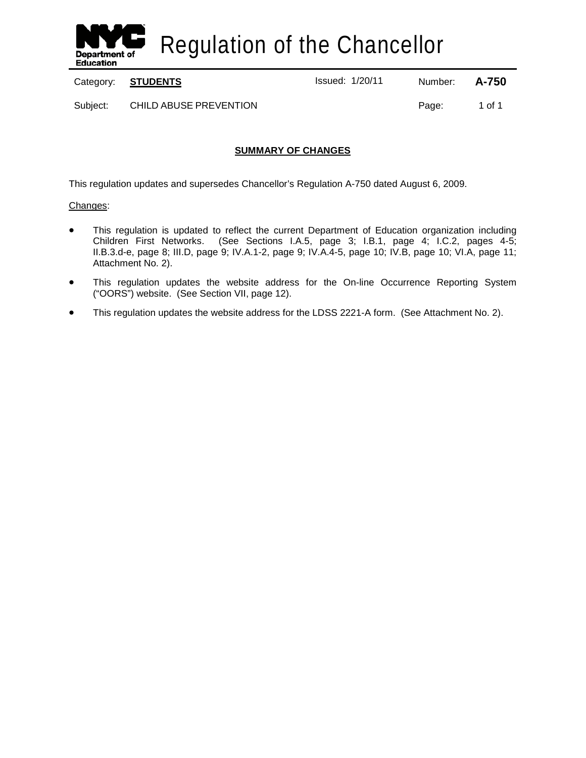# Regulation of the Chancellor

| Category: | **STUDENTS** | Issued: 1/20/11 | Number: | **A-750** |
|---|---|---|---|---|
| Subject: | CHILD ABUSE PREVENTION | | Page: | 1 of 1 |

## SUMMARY OF CHANGES

This regulation updates and supersedes Chancellor's Regulation A-750 dated August 6, 2009.

Changes:

- This regulation is updated to reflect the current Department of Education organization including Children First Networks. (See Sections I.A.5, page 3; I.B.1, page 4; I.C.2, pages 4-5; II.B.3.d-e, page 8; III.D, page 9; IV.A.1-2, page 9; IV.A.4-5, page 10; IV.B, page 10; VI.A, page 11; Attachment No. 2).
- This regulation updates the website address for the On-line Occurrence Reporting System ("OORS") website. (See Section VII, page 12).
- This regulation updates the website address for the LDSS 2221-A form. (See Attachment No. 2).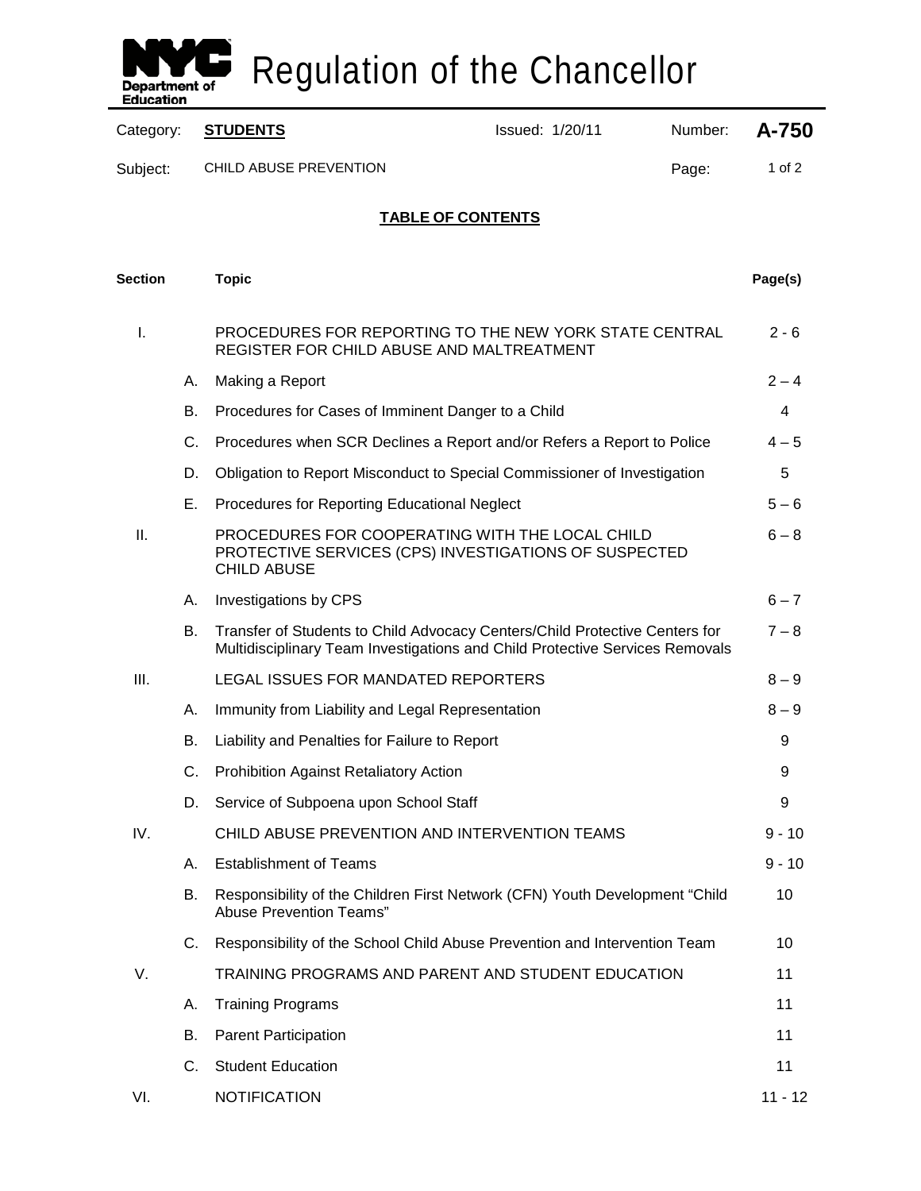# Regulation of the Chancellor

| Category: | **STUDENTS** | Issued: 1/20/11 | Number: | **A-750** |
|---|---|---|---|---|
| Subject: | CHILD ABUSE PREVENTION | | Page: | 1 of 2 |

## TABLE OF CONTENTS

| Section | | Topic | Page(s) |
|---|---|---|---|
| I. | | PROCEDURES FOR REPORTING TO THE NEW YORK STATE CENTRAL REGISTER FOR CHILD ABUSE AND MALTREATMENT | 2 - 6 |
| | A. | Making a Report | 2 – 4 |
| | B. | Procedures for Cases of Imminent Danger to a Child | 4 |
| | C. | Procedures when SCR Declines a Report and/or Refers a Report to Police | 4 – 5 |
| | D. | Obligation to Report Misconduct to Special Commissioner of Investigation | 5 |
| | E. | Procedures for Reporting Educational Neglect | 5 – 6 |
| II. | | PROCEDURES FOR COOPERATING WITH THE LOCAL CHILD PROTECTIVE SERVICES (CPS) INVESTIGATIONS OF SUSPECTED CHILD ABUSE | 6 – 8 |
| | A. | Investigations by CPS | 6 – 7 |
| | B. | Transfer of Students to Child Advocacy Centers/Child Protective Centers for Multidisciplinary Team Investigations and Child Protective Services Removals | 7 – 8 |
| III. | | LEGAL ISSUES FOR MANDATED REPORTERS | 8 – 9 |
| | A. | Immunity from Liability and Legal Representation | 8 – 9 |
| | B. | Liability and Penalties for Failure to Report | 9 |
| | C. | Prohibition Against Retaliatory Action | 9 |
| | D. | Service of Subpoena upon School Staff | 9 |
| IV. | | CHILD ABUSE PREVENTION AND INTERVENTION TEAMS | 9 - 10 |
| | A. | Establishment of Teams | 9 - 10 |
| | B. | Responsibility of the Children First Network (CFN) Youth Development "Child Abuse Prevention Teams" | 10 |
| | C. | Responsibility of the School Child Abuse Prevention and Intervention Team | 10 |
| V. | | TRAINING PROGRAMS AND PARENT AND STUDENT EDUCATION | 11 |
| | A. | Training Programs | 11 |
| | B. | Parent Participation | 11 |
| | C. | Student Education | 11 |
| VI. | | NOTIFICATION | 11 - 12 |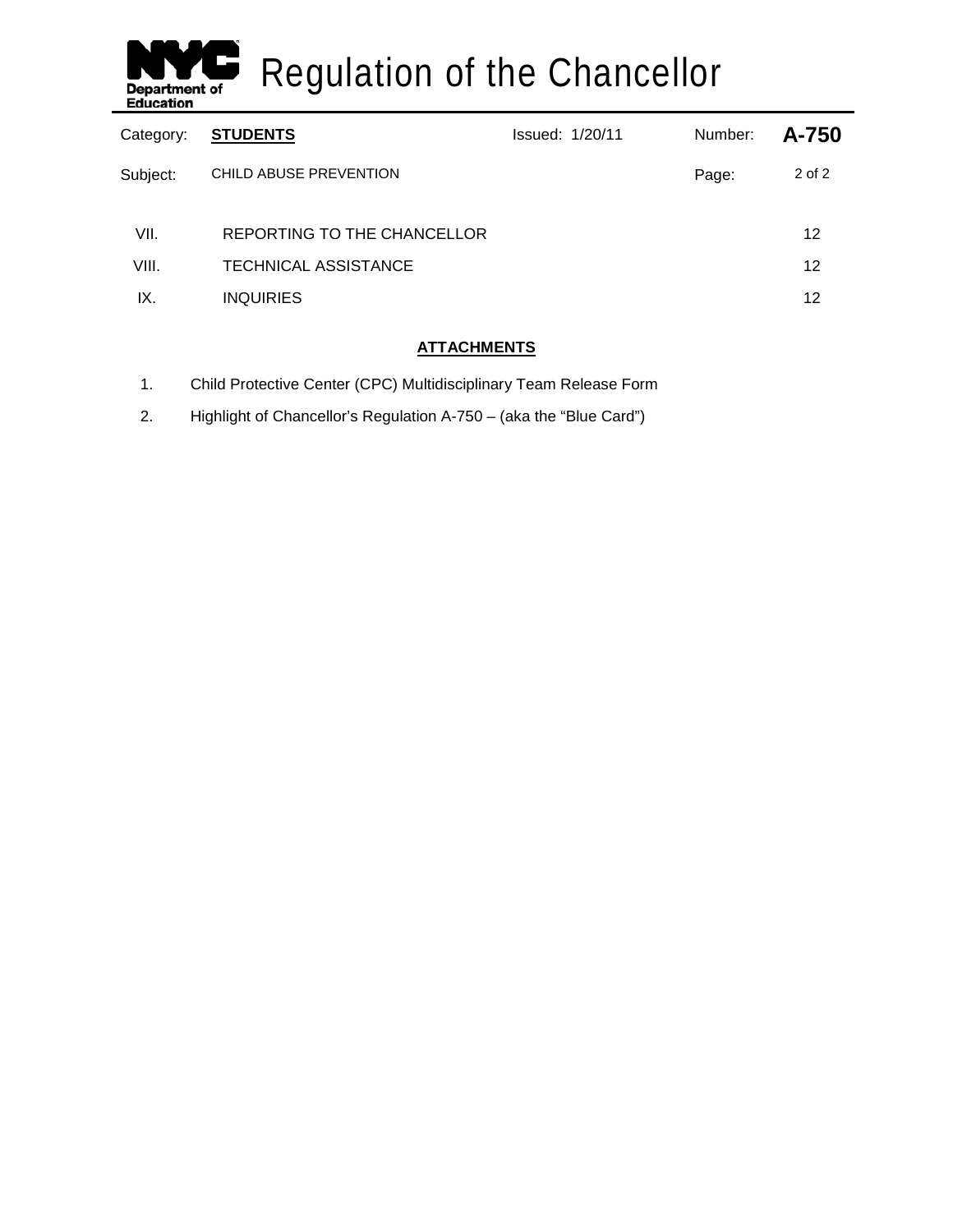| | | |
|---|---|---|
| VII. | REPORTING TO THE CHANCELLOR | 12 |
| VIII. | TECHNICAL ASSISTANCE | 12 |
| IX. | INQUIRIES | 12 |

**ATTACHMENTS**

1. Child Protective Center (CPC) Multidisciplinary Team Release Form
2. Highlight of Chancellor's Regulation A-750 – (aka the "Blue Card")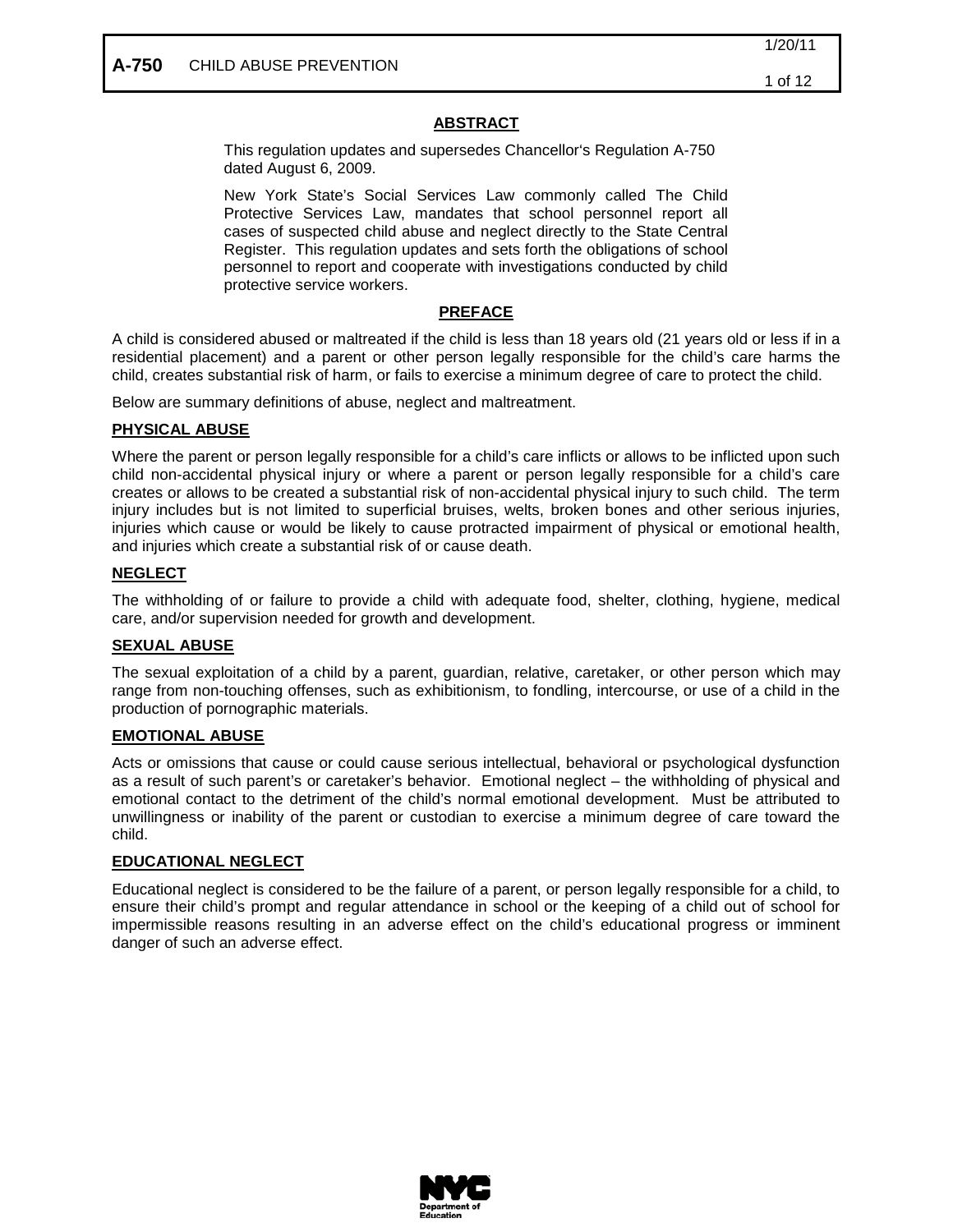# A-750 CHILD ABUSE PREVENTION

## ABSTRACT

This regulation updates and supersedes Chancellor's Regulation A-750 dated August 6, 2009.

New York State's Social Services Law commonly called The Child Protective Services Law, mandates that school personnel report all cases of suspected child abuse and neglect directly to the State Central Register. This regulation updates and sets forth the obligations of school personnel to report and cooperate with investigations conducted by child protective service workers.

## PREFACE

A child is considered abused or maltreated if the child is less than 18 years old (21 years old or less if in a residential placement) and a parent or other person legally responsible for the child's care harms the child, creates substantial risk of harm, or fails to exercise a minimum degree of care to protect the child.

Below are summary definitions of abuse, neglect and maltreatment.

### PHYSICAL ABUSE

Where the parent or person legally responsible for a child's care inflicts or allows to be inflicted upon such child non-accidental physical injury or where a parent or person legally responsible for a child's care creates or allows to be created a substantial risk of non-accidental physical injury to such child. The term injury includes but is not limited to superficial bruises, welts, broken bones and other serious injuries, injuries which cause or would be likely to cause protracted impairment of physical or emotional health, and injuries which create a substantial risk of or cause death.

### NEGLECT

The withholding of or failure to provide a child with adequate food, shelter, clothing, hygiene, medical care, and/or supervision needed for growth and development.

### SEXUAL ABUSE

The sexual exploitation of a child by a parent, guardian, relative, caretaker, or other person which may range from non-touching offenses, such as exhibitionism, to fondling, intercourse, or use of a child in the production of pornographic materials.

### EMOTIONAL ABUSE

Acts or omissions that cause or could cause serious intellectual, behavioral or psychological dysfunction as a result of such parent's or caretaker's behavior. Emotional neglect – the withholding of physical and emotional contact to the detriment of the child's normal emotional development. Must be attributed to unwillingness or inability of the parent or custodian to exercise a minimum degree of care toward the child.

### EDUCATIONAL NEGLECT

Educational neglect is considered to be the failure of a parent, or person legally responsible for a child, to ensure their child's prompt and regular attendance in school or the keeping of a child out of school for impermissible reasons resulting in an adverse effect on the child's educational progress or imminent danger of such an adverse effect.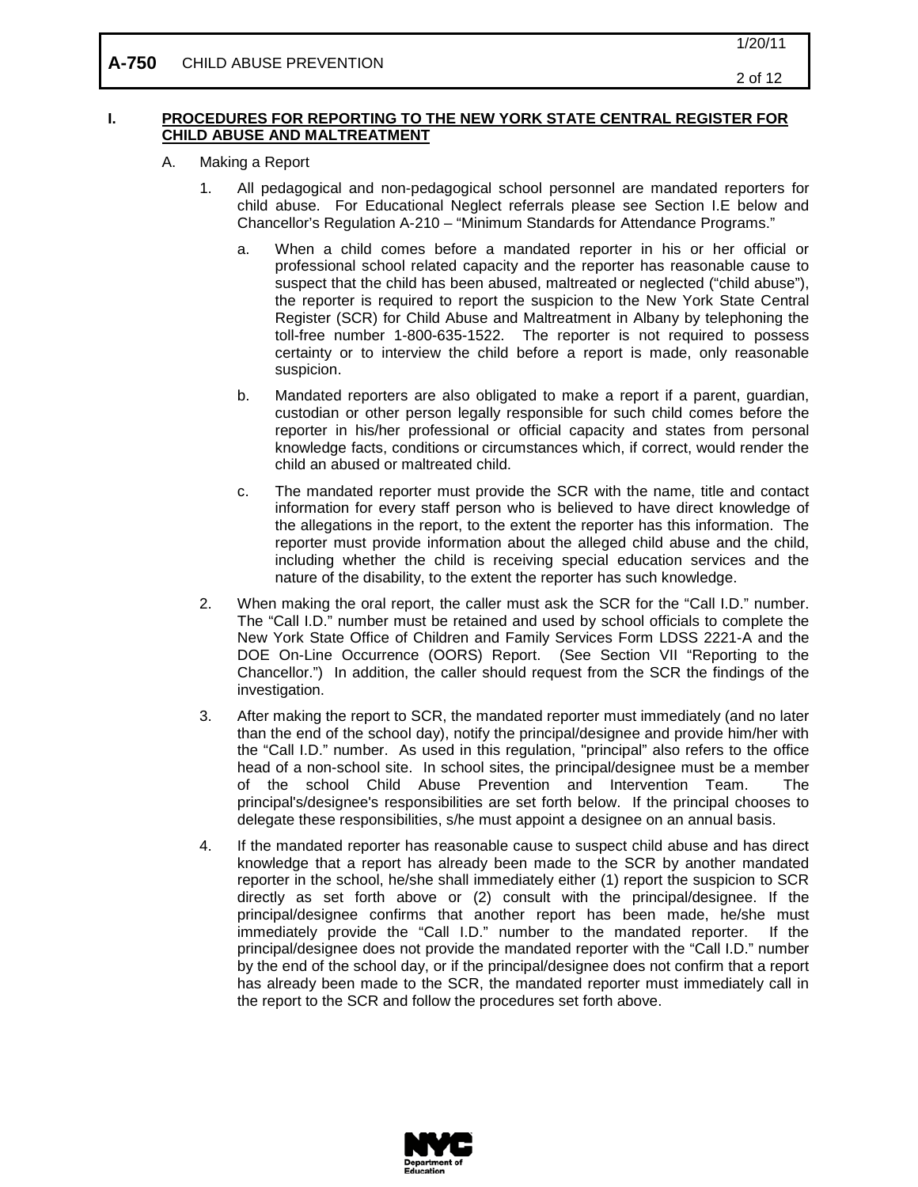## I. PROCEDURES FOR REPORTING TO THE NEW YORK STATE CENTRAL REGISTER FOR CHILD ABUSE AND MALTREATMENT

A. Making a Report

1. All pedagogical and non-pedagogical school personnel are mandated reporters for child abuse. For Educational Neglect referrals please see Section I.E below and Chancellor's Regulation A-210 – "Minimum Standards for Attendance Programs."

   a. When a child comes before a mandated reporter in his or her official or professional school related capacity and the reporter has reasonable cause to suspect that the child has been abused, maltreated or neglected ("child abuse"), the reporter is required to report the suspicion to the New York State Central Register (SCR) for Child Abuse and Maltreatment in Albany by telephoning the toll-free number 1-800-635-1522. The reporter is not required to possess certainty or to interview the child before a report is made, only reasonable suspicion.

   b. Mandated reporters are also obligated to make a report if a parent, guardian, custodian or other person legally responsible for such child comes before the reporter in his/her professional or official capacity and states from personal knowledge facts, conditions or circumstances which, if correct, would render the child an abused or maltreated child.

   c. The mandated reporter must provide the SCR with the name, title and contact information for every staff person who is believed to have direct knowledge of the allegations in the report, to the extent the reporter has this information. The reporter must provide information about the alleged child abuse and the child, including whether the child is receiving special education services and the nature of the disability, to the extent the reporter has such knowledge.

2. When making the oral report, the caller must ask the SCR for the "Call I.D." number. The "Call I.D." number must be retained and used by school officials to complete the New York State Office of Children and Family Services Form LDSS 2221-A and the DOE On-Line Occurrence (OORS) Report. (See Section VII "Reporting to the Chancellor.") In addition, the caller should request from the SCR the findings of the investigation.

3. After making the report to SCR, the mandated reporter must immediately (and no later than the end of the school day), notify the principal/designee and provide him/her with the "Call I.D." number. As used in this regulation, "principal" also refers to the office head of a non-school site. In school sites, the principal/designee must be a member of the school Child Abuse Prevention and Intervention Team. The principal's/designee's responsibilities are set forth below. If the principal chooses to delegate these responsibilities, s/he must appoint a designee on an annual basis.

4. If the mandated reporter has reasonable cause to suspect child abuse and has direct knowledge that a report has already been made to the SCR by another mandated reporter in the school, he/she shall immediately either (1) report the suspicion to SCR directly as set forth above or (2) consult with the principal/designee. If the principal/designee confirms that another report has been made, he/she must immediately provide the "Call I.D." number to the mandated reporter. If the principal/designee does not provide the mandated reporter with the "Call I.D." number by the end of the school day, or if the principal/designee does not confirm that a report has already been made to the SCR, the mandated reporter must immediately call in the report to the SCR and follow the procedures set forth above.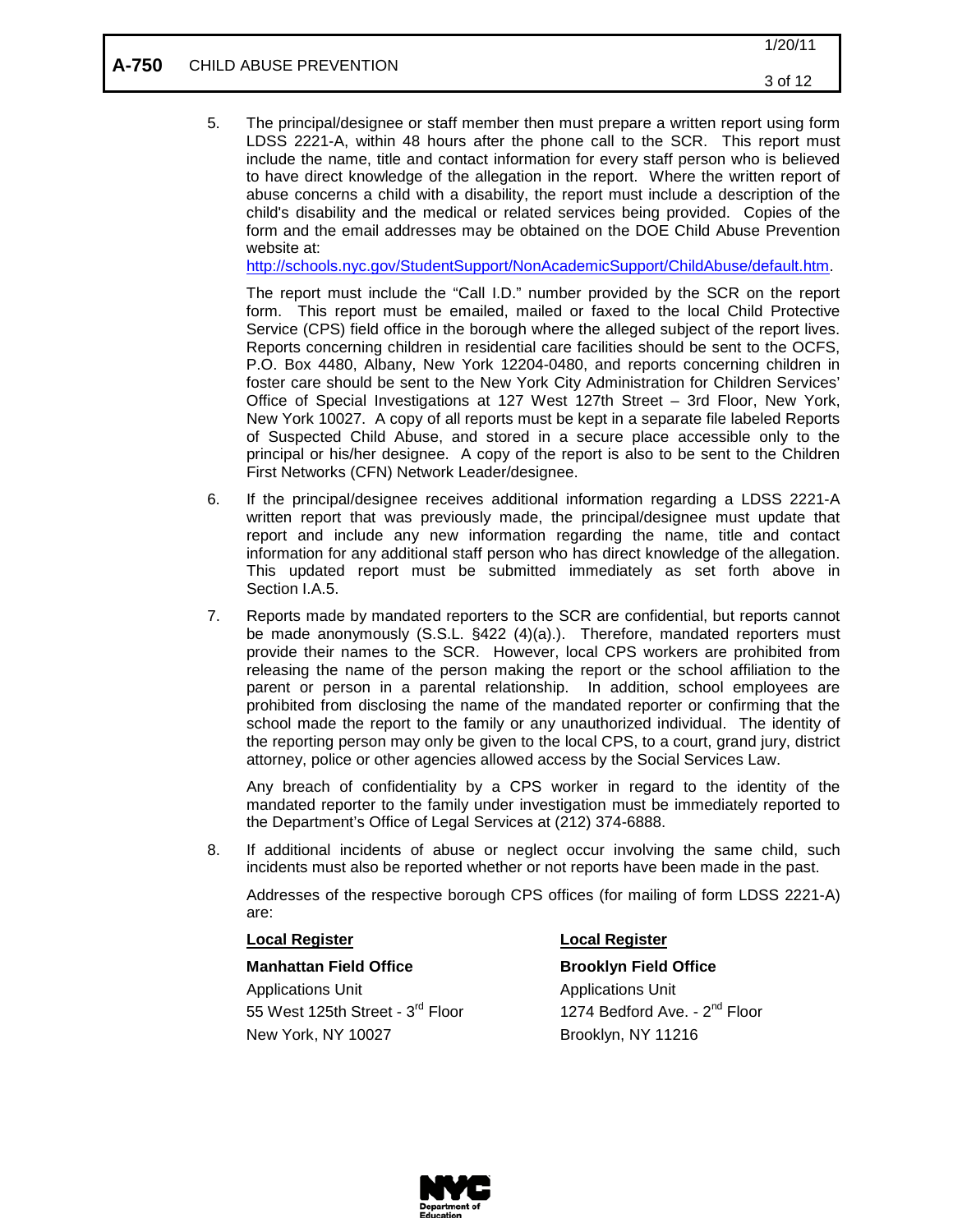5. The principal/designee or staff member then must prepare a written report using form LDSS 2221-A, within 48 hours after the phone call to the SCR. This report must include the name, title and contact information for every staff person who is believed to have direct knowledge of the allegation in the report. Where the written report of abuse concerns a child with a disability, the report must include a description of the child's disability and the medical or related services being provided. Copies of the form and the email addresses may be obtained on the DOE Child Abuse Prevention website at: http://schools.nyc.gov/StudentSupport/NonAcademicSupport/ChildAbuse/default.htm.

   The report must include the "Call I.D." number provided by the SCR on the report form. This report must be emailed, mailed or faxed to the local Child Protective Service (CPS) field office in the borough where the alleged subject of the report lives. Reports concerning children in residential care facilities should be sent to the OCFS, P.O. Box 4480, Albany, New York 12204-0480, and reports concerning children in foster care should be sent to the New York City Administration for Children Services' Office of Special Investigations at 127 West 127th Street – 3rd Floor, New York, New York 10027. A copy of all reports must be kept in a separate file labeled Reports of Suspected Child Abuse, and stored in a secure place accessible only to the principal or his/her designee. A copy of the report is also to be sent to the Children First Networks (CFN) Network Leader/designee.

6. If the principal/designee receives additional information regarding a LDSS 2221-A written report that was previously made, the principal/designee must update that report and include any new information regarding the name, title and contact information for any additional staff person who has direct knowledge of the allegation. This updated report must be submitted immediately as set forth above in Section I.A.5.

7. Reports made by mandated reporters to the SCR are confidential, but reports cannot be made anonymously (S.S.L. §422 (4)(a).). Therefore, mandated reporters must provide their names to the SCR. However, local CPS workers are prohibited from releasing the name of the person making the report or the school affiliation to the parent or person in a parental relationship. In addition, school employees are prohibited from disclosing the name of the mandated reporter or confirming that the school made the report to the family or any unauthorized individual. The identity of the reporting person may only be given to the local CPS, to a court, grand jury, district attorney, police or other agencies allowed access by the Social Services Law.

   Any breach of confidentiality by a CPS worker in regard to the identity of the mandated reporter to the family under investigation must be immediately reported to the Department's Office of Legal Services at (212) 374-6888.

8. If additional incidents of abuse or neglect occur involving the same child, such incidents must also be reported whether or not reports have been made in the past.

   Addresses of the respective borough CPS offices (for mailing of form LDSS 2221-A) are:

<u>**Local Register**</u>

**Manhattan Field Office**
Applications Unit
55 West 125th Street - 3rd Floor
New York, NY 10027

<u>**Local Register**</u>

**Brooklyn Field Office**
Applications Unit
1274 Bedford Ave. - 2nd Floor
Brooklyn, NY 11216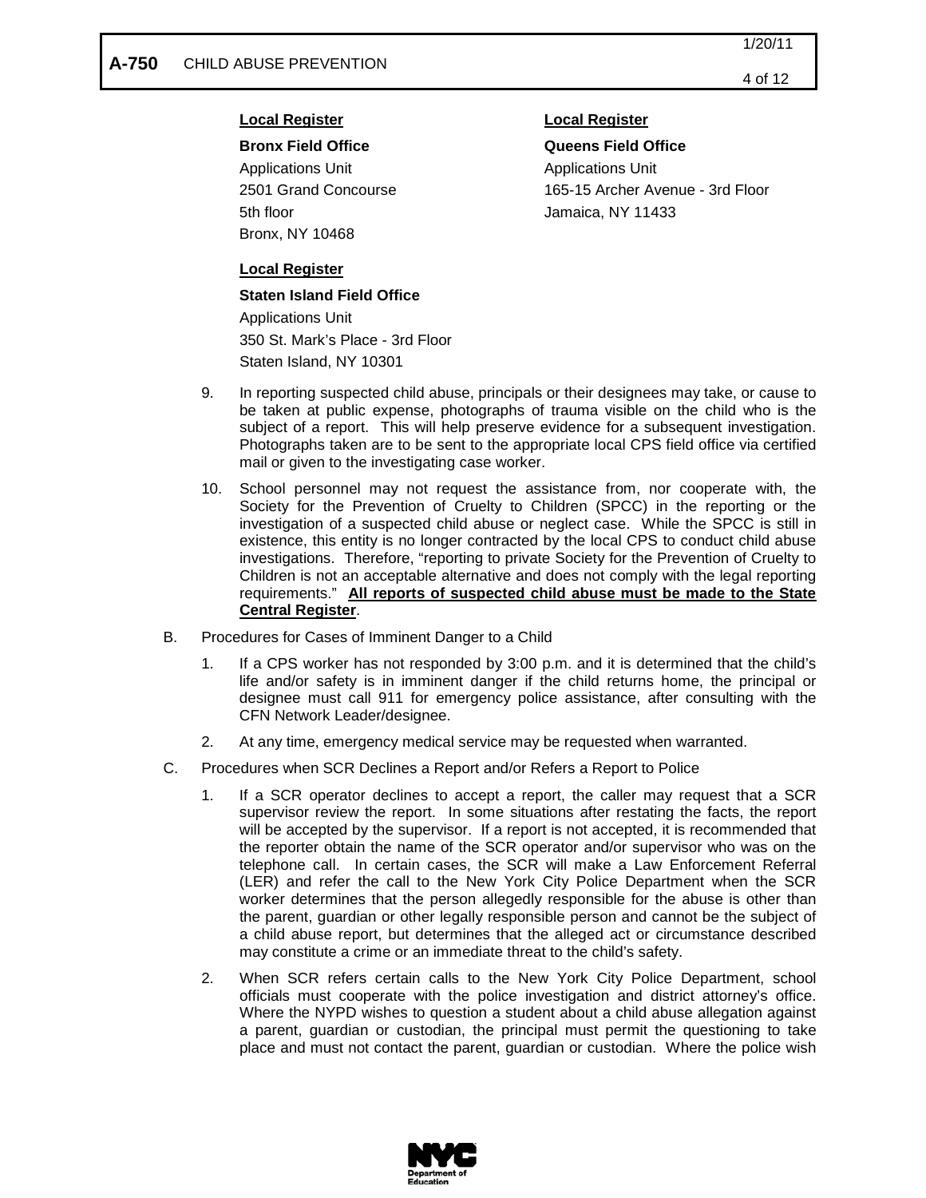**Local Register**

**Bronx Field Office**
Applications Unit
2501 Grand Concourse
5th floor
Bronx, NY 10468

**Local Register**

**Queens Field Office**
Applications Unit
165-15 Archer Avenue - 3rd Floor
Jamaica, NY 11433

**Local Register**

**Staten Island Field Office**
Applications Unit
350 St. Mark's Place - 3rd Floor
Staten Island, NY 10301

9. In reporting suspected child abuse, principals or their designees may take, or cause to be taken at public expense, photographs of trauma visible on the child who is the subject of a report. This will help preserve evidence for a subsequent investigation. Photographs taken are to be sent to the appropriate local CPS field office via certified mail or given to the investigating case worker.

10. School personnel may not request the assistance from, nor cooperate with, the Society for the Prevention of Cruelty to Children (SPCC) in the reporting or the investigation of a suspected child abuse or neglect case. While the SPCC is still in existence, this entity is no longer contracted by the local CPS to conduct child abuse investigations. Therefore, "reporting to private Society for the Prevention of Cruelty to Children is not an acceptable alternative and does not comply with the legal reporting requirements." **<u>All reports of suspected child abuse must be made to the State Central Register</u>**.

B. Procedures for Cases of Imminent Danger to a Child

1. If a CPS worker has not responded by 3:00 p.m. and it is determined that the child's life and/or safety is in imminent danger if the child returns home, the principal or designee must call 911 for emergency police assistance, after consulting with the CFN Network Leader/designee.

2. At any time, emergency medical service may be requested when warranted.

C. Procedures when SCR Declines a Report and/or Refers a Report to Police

1. If a SCR operator declines to accept a report, the caller may request that a SCR supervisor review the report. In some situations after restating the facts, the report will be accepted by the supervisor. If a report is not accepted, it is recommended that the reporter obtain the name of the SCR operator and/or supervisor who was on the telephone call. In certain cases, the SCR will make a Law Enforcement Referral (LER) and refer the call to the New York City Police Department when the SCR worker determines that the person allegedly responsible for the abuse is other than the parent, guardian or other legally responsible person and cannot be the subject of a child abuse report, but determines that the alleged act or circumstance described may constitute a crime or an immediate threat to the child's safety.

2. When SCR refers certain calls to the New York City Police Department, school officials must cooperate with the police investigation and district attorney's office. Where the NYPD wishes to question a student about a child abuse allegation against a parent, guardian or custodian, the principal must permit the questioning to take place and must not contact the parent, guardian or custodian. Where the police wish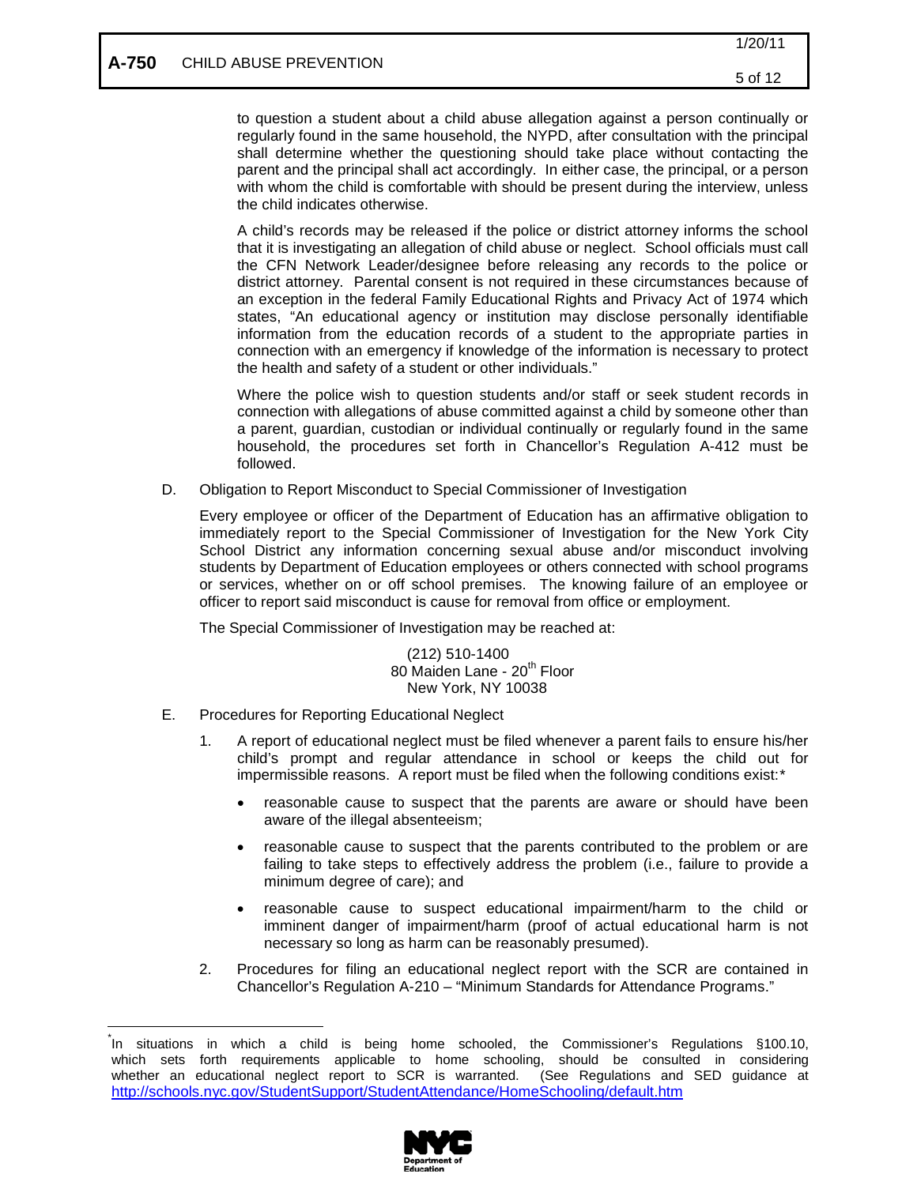to question a student about a child abuse allegation against a person continually or regularly found in the same household, the NYPD, after consultation with the principal shall determine whether the questioning should take place without contacting the parent and the principal shall act accordingly. In either case, the principal, or a person with whom the child is comfortable with should be present during the interview, unless the child indicates otherwise.

A child's records may be released if the police or district attorney informs the school that it is investigating an allegation of child abuse or neglect. School officials must call the CFN Network Leader/designee before releasing any records to the police or district attorney. Parental consent is not required in these circumstances because of an exception in the federal Family Educational Rights and Privacy Act of 1974 which states, "An educational agency or institution may disclose personally identifiable information from the education records of a student to the appropriate parties in connection with an emergency if knowledge of the information is necessary to protect the health and safety of a student or other individuals."

Where the police wish to question students and/or staff or seek student records in connection with allegations of abuse committed against a child by someone other than a parent, guardian, custodian or individual continually or regularly found in the same household, the procedures set forth in Chancellor's Regulation A-412 must be followed.

D. Obligation to Report Misconduct to Special Commissioner of Investigation

Every employee or officer of the Department of Education has an affirmative obligation to immediately report to the Special Commissioner of Investigation for the New York City School District any information concerning sexual abuse and/or misconduct involving students by Department of Education employees or others connected with school programs or services, whether on or off school premises. The knowing failure of an employee or officer to report said misconduct is cause for removal from office or employment.

The Special Commissioner of Investigation may be reached at:

(212) 510-1400
80 Maiden Lane - 20th Floor
New York, NY 10038

E. Procedures for Reporting Educational Neglect

1. A report of educational neglect must be filed whenever a parent fails to ensure his/her child's prompt and regular attendance in school or keeps the child out for impermissible reasons. A report must be filed when the following conditions exist:*

   - reasonable cause to suspect that the parents are aware or should have been aware of the illegal absenteeism;
   - reasonable cause to suspect that the parents contributed to the problem or are failing to take steps to effectively address the problem (i.e., failure to provide a minimum degree of care); and
   - reasonable cause to suspect educational impairment/harm to the child or imminent danger of impairment/harm (proof of actual educational harm is not necessary so long as harm can be reasonably presumed).

2. Procedures for filing an educational neglect report with the SCR are contained in Chancellor's Regulation A-210 – "Minimum Standards for Attendance Programs."

---

* In situations in which a child is being home schooled, the Commissioner's Regulations §100.10, which sets forth requirements applicable to home schooling, should be consulted in considering whether an educational neglect report to SCR is warranted. (See Regulations and SED guidance at http://schools.nyc.gov/StudentSupport/StudentAttendance/HomeSchooling/default.htm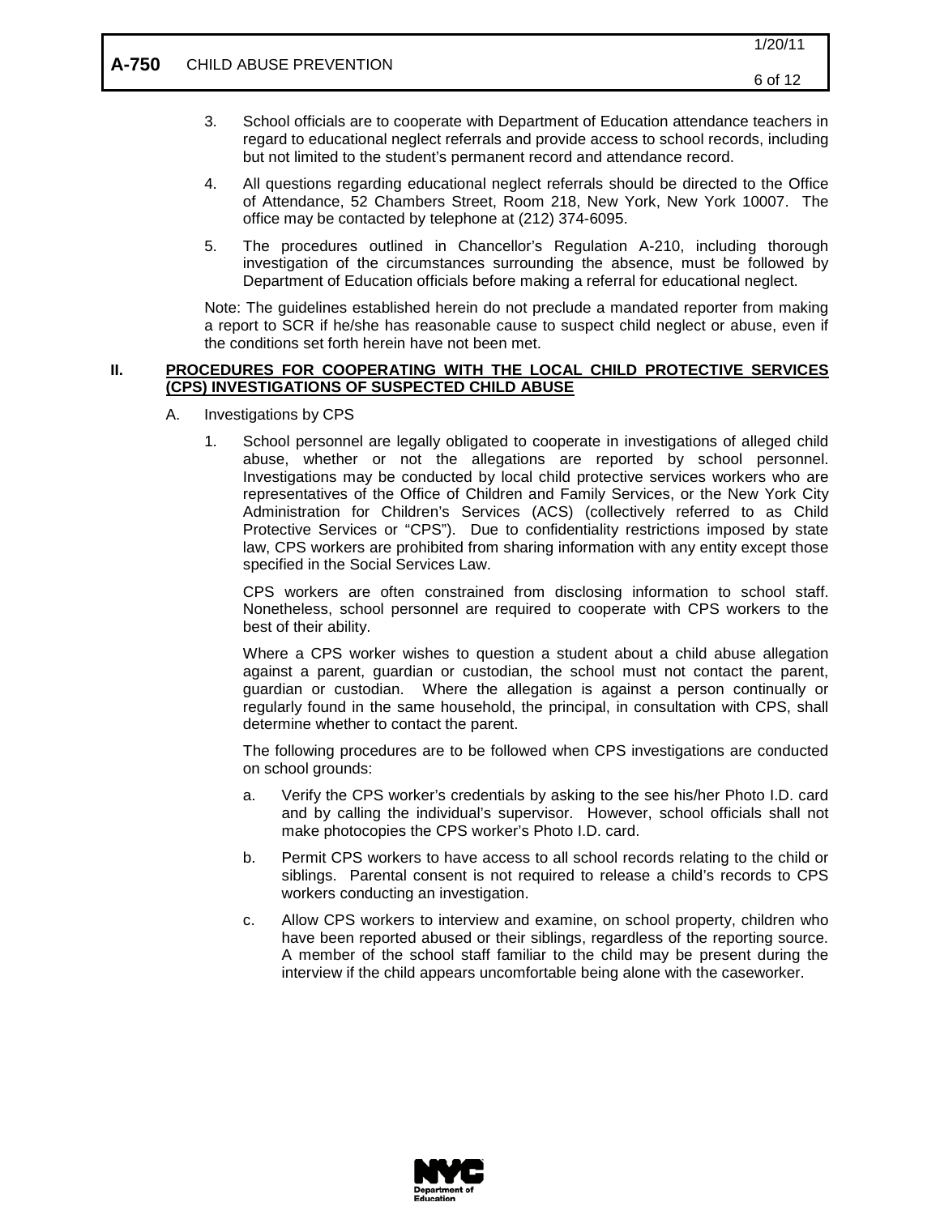3. School officials are to cooperate with Department of Education attendance teachers in regard to educational neglect referrals and provide access to school records, including but not limited to the student's permanent record and attendance record.

4. All questions regarding educational neglect referrals should be directed to the Office of Attendance, 52 Chambers Street, Room 218, New York, New York 10007. The office may be contacted by telephone at (212) 374-6095.

5. The procedures outlined in Chancellor's Regulation A-210, including thorough investigation of the circumstances surrounding the absence, must be followed by Department of Education officials before making a referral for educational neglect.

Note: The guidelines established herein do not preclude a mandated reporter from making a report to SCR if he/she has reasonable cause to suspect child neglect or abuse, even if the conditions set forth herein have not been met.

## II. PROCEDURES FOR COOPERATING WITH THE LOCAL CHILD PROTECTIVE SERVICES (CPS) INVESTIGATIONS OF SUSPECTED CHILD ABUSE

A. Investigations by CPS

1. School personnel are legally obligated to cooperate in investigations of alleged child abuse, whether or not the allegations are reported by school personnel. Investigations may be conducted by local child protective services workers who are representatives of the Office of Children and Family Services, or the New York City Administration for Children's Services (ACS) (collectively referred to as Child Protective Services or "CPS"). Due to confidentiality restrictions imposed by state law, CPS workers are prohibited from sharing information with any entity except those specified in the Social Services Law.

   CPS workers are often constrained from disclosing information to school staff. Nonetheless, school personnel are required to cooperate with CPS workers to the best of their ability.

   Where a CPS worker wishes to question a student about a child abuse allegation against a parent, guardian or custodian, the school must not contact the parent, guardian or custodian. Where the allegation is against a person continually or regularly found in the same household, the principal, in consultation with CPS, shall determine whether to contact the parent.

   The following procedures are to be followed when CPS investigations are conducted on school grounds:

   a. Verify the CPS worker's credentials by asking to the see his/her Photo I.D. card and by calling the individual's supervisor. However, school officials shall not make photocopies the CPS worker's Photo I.D. card.

   b. Permit CPS workers to have access to all school records relating to the child or siblings. Parental consent is not required to release a child's records to CPS workers conducting an investigation.

   c. Allow CPS workers to interview and examine, on school property, children who have been reported abused or their siblings, regardless of the reporting source. A member of the school staff familiar to the child may be present during the interview if the child appears uncomfortable being alone with the caseworker.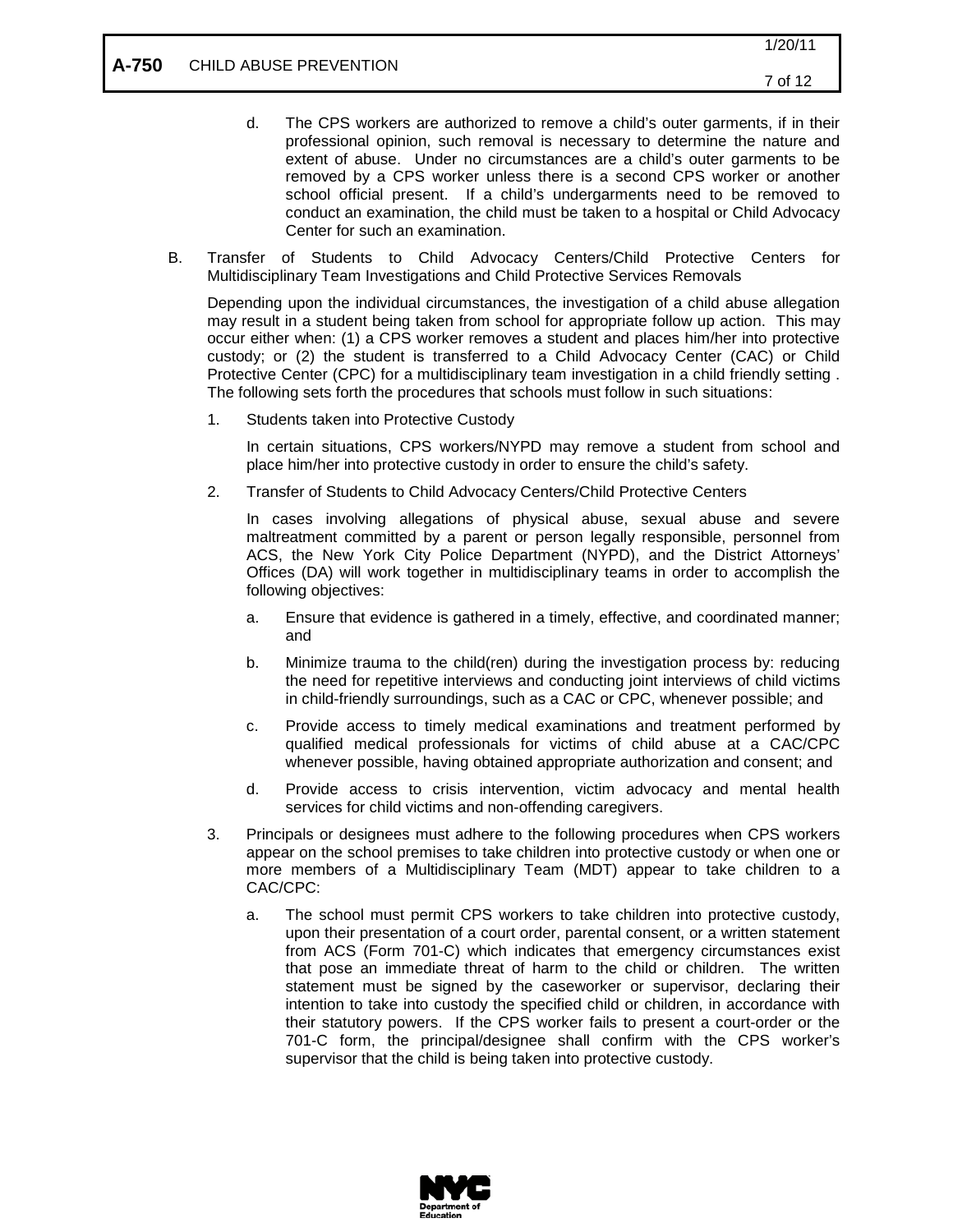d. The CPS workers are authorized to remove a child's outer garments, if in their professional opinion, such removal is necessary to determine the nature and extent of abuse. Under no circumstances are a child's outer garments to be removed by a CPS worker unless there is a second CPS worker or another school official present. If a child's undergarments need to be removed to conduct an examination, the child must be taken to a hospital or Child Advocacy Center for such an examination.

B. Transfer of Students to Child Advocacy Centers/Child Protective Centers for Multidisciplinary Team Investigations and Child Protective Services Removals

Depending upon the individual circumstances, the investigation of a child abuse allegation may result in a student being taken from school for appropriate follow up action. This may occur either when: (1) a CPS worker removes a student and places him/her into protective custody; or (2) the student is transferred to a Child Advocacy Center (CAC) or Child Protective Center (CPC) for a multidisciplinary team investigation in a child friendly setting . The following sets forth the procedures that schools must follow in such situations:

1. Students taken into Protective Custody

   In certain situations, CPS workers/NYPD may remove a student from school and place him/her into protective custody in order to ensure the child's safety.

2. Transfer of Students to Child Advocacy Centers/Child Protective Centers

   In cases involving allegations of physical abuse, sexual abuse and severe maltreatment committed by a parent or person legally responsible, personnel from ACS, the New York City Police Department (NYPD), and the District Attorneys' Offices (DA) will work together in multidisciplinary teams in order to accomplish the following objectives:

   a. Ensure that evidence is gathered in a timely, effective, and coordinated manner; and

   b. Minimize trauma to the child(ren) during the investigation process by: reducing the need for repetitive interviews and conducting joint interviews of child victims in child-friendly surroundings, such as a CAC or CPC, whenever possible; and

   c. Provide access to timely medical examinations and treatment performed by qualified medical professionals for victims of child abuse at a CAC/CPC whenever possible, having obtained appropriate authorization and consent; and

   d. Provide access to crisis intervention, victim advocacy and mental health services for child victims and non-offending caregivers.

3. Principals or designees must adhere to the following procedures when CPS workers appear on the school premises to take children into protective custody or when one or more members of a Multidisciplinary Team (MDT) appear to take children to a CAC/CPC:

   a. The school must permit CPS workers to take children into protective custody, upon their presentation of a court order, parental consent, or a written statement from ACS (Form 701-C) which indicates that emergency circumstances exist that pose an immediate threat of harm to the child or children. The written statement must be signed by the caseworker or supervisor, declaring their intention to take into custody the specified child or children, in accordance with their statutory powers. If the CPS worker fails to present a court-order or the 701-C form, the principal/designee shall confirm with the CPS worker's supervisor that the child is being taken into protective custody.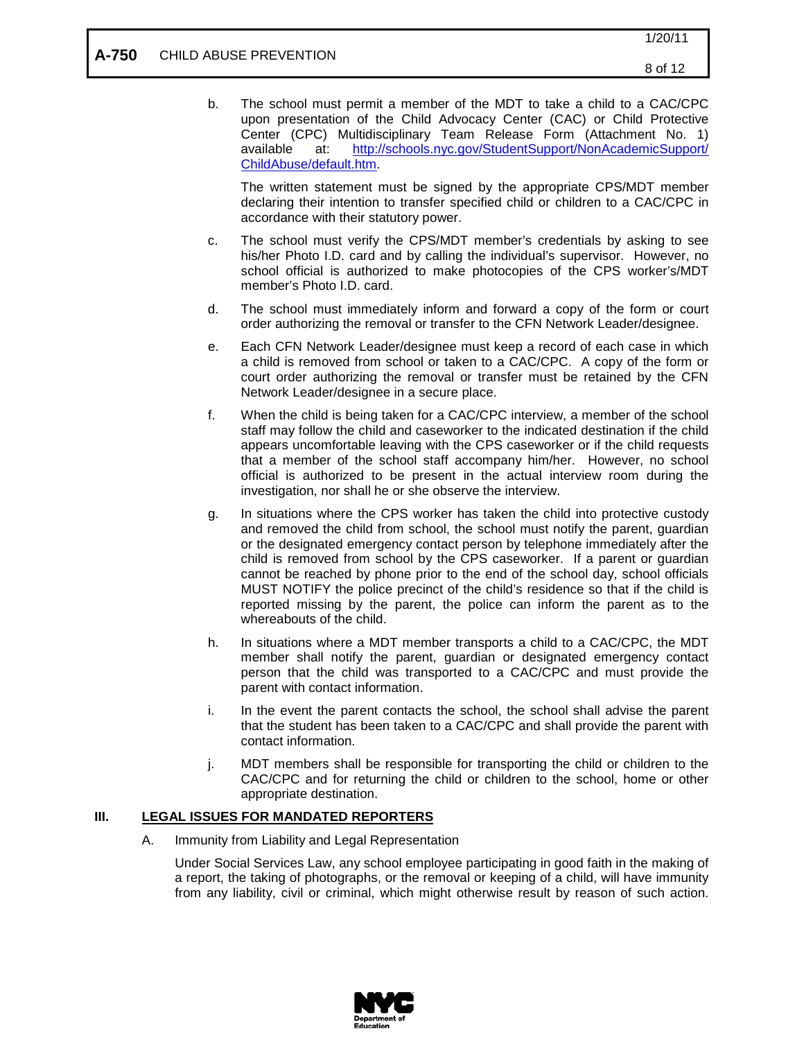b. The school must permit a member of the MDT to take a child to a CAC/CPC upon presentation of the Child Advocacy Center (CAC) or Child Protective Center (CPC) Multidisciplinary Team Release Form (Attachment No. 1) available at: [http://schools.nyc.gov/StudentSupport/NonAcademicSupport/ChildAbuse/default.htm](http://schools.nyc.gov/StudentSupport/NonAcademicSupport/ChildAbuse/default.htm).

   The written statement must be signed by the appropriate CPS/MDT member declaring their intention to transfer specified child or children to a CAC/CPC in accordance with their statutory power.

c. The school must verify the CPS/MDT member's credentials by asking to see his/her Photo I.D. card and by calling the individual's supervisor. However, no school official is authorized to make photocopies of the CPS worker's/MDT member's Photo I.D. card.

d. The school must immediately inform and forward a copy of the form or court order authorizing the removal or transfer to the CFN Network Leader/designee.

e. Each CFN Network Leader/designee must keep a record of each case in which a child is removed from school or taken to a CAC/CPC. A copy of the form or court order authorizing the removal or transfer must be retained by the CFN Network Leader/designee in a secure place.

f. When the child is being taken for a CAC/CPC interview, a member of the school staff may follow the child and caseworker to the indicated destination if the child appears uncomfortable leaving with the CPS caseworker or if the child requests that a member of the school staff accompany him/her. However, no school official is authorized to be present in the actual interview room during the investigation, nor shall he or she observe the interview.

g. In situations where the CPS worker has taken the child into protective custody and removed the child from school, the school must notify the parent, guardian or the designated emergency contact person by telephone immediately after the child is removed from school by the CPS caseworker. If a parent or guardian cannot be reached by phone prior to the end of the school day, school officials MUST NOTIFY the police precinct of the child's residence so that if the child is reported missing by the parent, the police can inform the parent as to the whereabouts of the child.

h. In situations where a MDT member transports a child to a CAC/CPC, the MDT member shall notify the parent, guardian or designated emergency contact person that the child was transported to a CAC/CPC and must provide the parent with contact information.

i. In the event the parent contacts the school, the school shall advise the parent that the student has been taken to a CAC/CPC and shall provide the parent with contact information.

j. MDT members shall be responsible for transporting the child or children to the CAC/CPC and for returning the child or children to the school, home or other appropriate destination.

## III. LEGAL ISSUES FOR MANDATED REPORTERS

A. Immunity from Liability and Legal Representation

Under Social Services Law, any school employee participating in good faith in the making of a report, the taking of photographs, or the removal or keeping of a child, will have immunity from any liability, civil or criminal, which might otherwise result by reason of such action.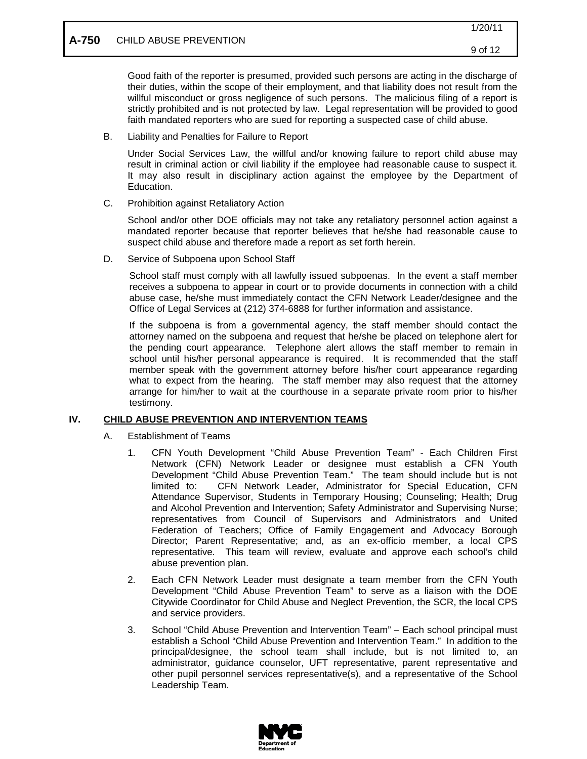Good faith of the reporter is presumed, provided such persons are acting in the discharge of their duties, within the scope of their employment, and that liability does not result from the willful misconduct or gross negligence of such persons. The malicious filing of a report is strictly prohibited and is not protected by law. Legal representation will be provided to good faith mandated reporters who are sued for reporting a suspected case of child abuse.

B. Liability and Penalties for Failure to Report

Under Social Services Law, the willful and/or knowing failure to report child abuse may result in criminal action or civil liability if the employee had reasonable cause to suspect it. It may also result in disciplinary action against the employee by the Department of Education.

C. Prohibition against Retaliatory Action

School and/or other DOE officials may not take any retaliatory personnel action against a mandated reporter because that reporter believes that he/she had reasonable cause to suspect child abuse and therefore made a report as set forth herein.

D. Service of Subpoena upon School Staff

School staff must comply with all lawfully issued subpoenas. In the event a staff member receives a subpoena to appear in court or to provide documents in connection with a child abuse case, he/she must immediately contact the CFN Network Leader/designee and the Office of Legal Services at (212) 374-6888 for further information and assistance.

If the subpoena is from a governmental agency, the staff member should contact the attorney named on the subpoena and request that he/she be placed on telephone alert for the pending court appearance. Telephone alert allows the staff member to remain in school until his/her personal appearance is required. It is recommended that the staff member speak with the government attorney before his/her court appearance regarding what to expect from the hearing. The staff member may also request that the attorney arrange for him/her to wait at the courthouse in a separate private room prior to his/her testimony.

## IV. CHILD ABUSE PREVENTION AND INTERVENTION TEAMS

A. Establishment of Teams

1. CFN Youth Development "Child Abuse Prevention Team" - Each Children First Network (CFN) Network Leader or designee must establish a CFN Youth Development "Child Abuse Prevention Team." The team should include but is not limited to: CFN Network Leader, Administrator for Special Education, CFN Attendance Supervisor, Students in Temporary Housing; Counseling; Health; Drug and Alcohol Prevention and Intervention; Safety Administrator and Supervising Nurse; representatives from Council of Supervisors and Administrators and United Federation of Teachers; Office of Family Engagement and Advocacy Borough Director; Parent Representative; and, as an ex-officio member, a local CPS representative. This team will review, evaluate and approve each school's child abuse prevention plan.

2. Each CFN Network Leader must designate a team member from the CFN Youth Development "Child Abuse Prevention Team" to serve as a liaison with the DOE Citywide Coordinator for Child Abuse and Neglect Prevention, the SCR, the local CPS and service providers.

3. School "Child Abuse Prevention and Intervention Team" – Each school principal must establish a School "Child Abuse Prevention and Intervention Team." In addition to the principal/designee, the school team shall include, but is not limited to, an administrator, guidance counselor, UFT representative, parent representative and other pupil personnel services representative(s), and a representative of the School Leadership Team.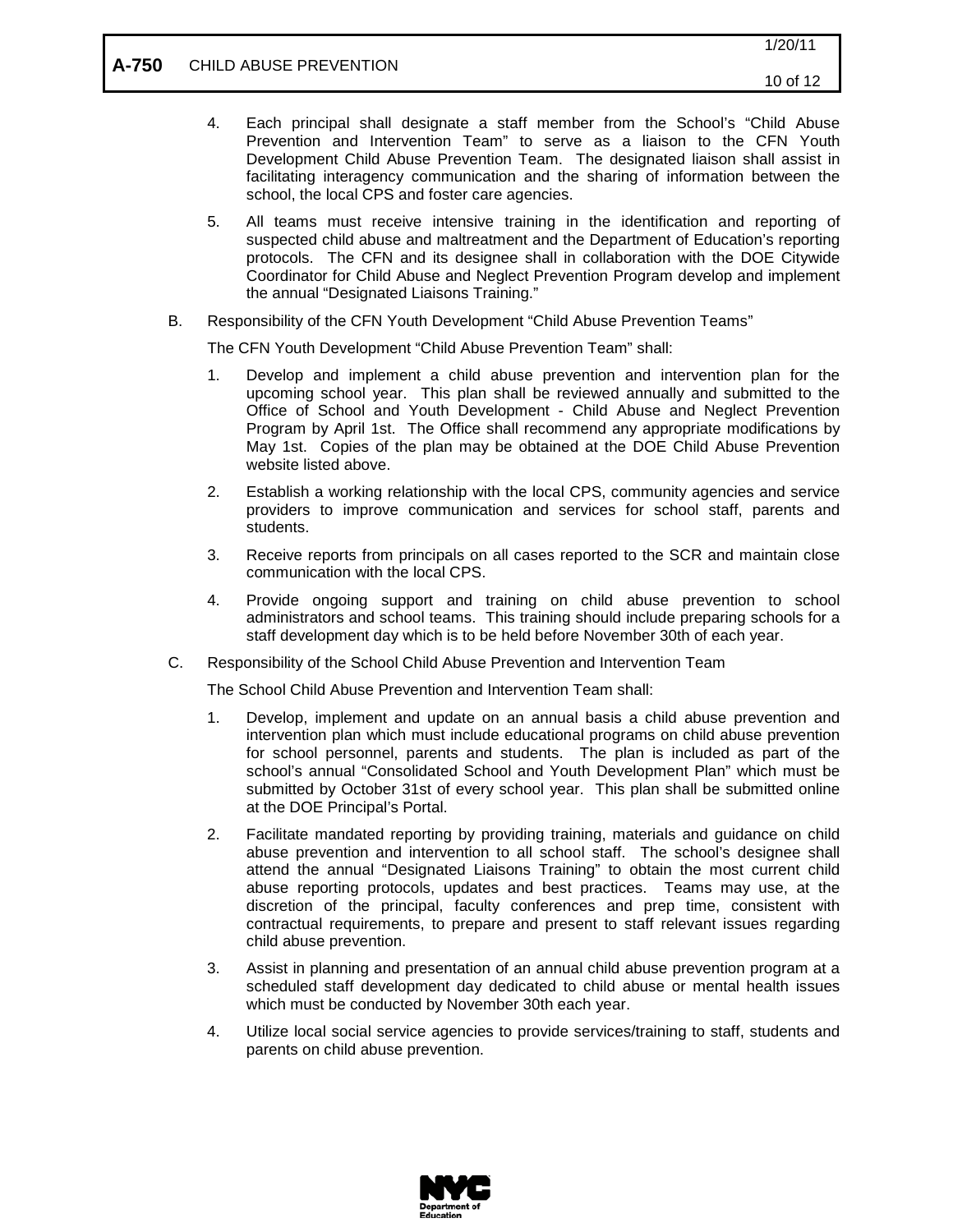4. Each principal shall designate a staff member from the School's "Child Abuse Prevention and Intervention Team" to serve as a liaison to the CFN Youth Development Child Abuse Prevention Team. The designated liaison shall assist in facilitating interagency communication and the sharing of information between the school, the local CPS and foster care agencies.

5. All teams must receive intensive training in the identification and reporting of suspected child abuse and maltreatment and the Department of Education's reporting protocols. The CFN and its designee shall in collaboration with the DOE Citywide Coordinator for Child Abuse and Neglect Prevention Program develop and implement the annual "Designated Liaisons Training."

B. Responsibility of the CFN Youth Development "Child Abuse Prevention Teams"

The CFN Youth Development "Child Abuse Prevention Team" shall:

1. Develop and implement a child abuse prevention and intervention plan for the upcoming school year. This plan shall be reviewed annually and submitted to the Office of School and Youth Development - Child Abuse and Neglect Prevention Program by April 1st. The Office shall recommend any appropriate modifications by May 1st. Copies of the plan may be obtained at the DOE Child Abuse Prevention website listed above.

2. Establish a working relationship with the local CPS, community agencies and service providers to improve communication and services for school staff, parents and students.

3. Receive reports from principals on all cases reported to the SCR and maintain close communication with the local CPS.

4. Provide ongoing support and training on child abuse prevention to school administrators and school teams. This training should include preparing schools for a staff development day which is to be held before November 30th of each year.

C. Responsibility of the School Child Abuse Prevention and Intervention Team

The School Child Abuse Prevention and Intervention Team shall:

1. Develop, implement and update on an annual basis a child abuse prevention and intervention plan which must include educational programs on child abuse prevention for school personnel, parents and students. The plan is included as part of the school's annual "Consolidated School and Youth Development Plan" which must be submitted by October 31st of every school year. This plan shall be submitted online at the DOE Principal's Portal.

2. Facilitate mandated reporting by providing training, materials and guidance on child abuse prevention and intervention to all school staff. The school's designee shall attend the annual "Designated Liaisons Training" to obtain the most current child abuse reporting protocols, updates and best practices. Teams may use, at the discretion of the principal, faculty conferences and prep time, consistent with contractual requirements, to prepare and present to staff relevant issues regarding child abuse prevention.

3. Assist in planning and presentation of an annual child abuse prevention program at a scheduled staff development day dedicated to child abuse or mental health issues which must be conducted by November 30th each year.

4. Utilize local social service agencies to provide services/training to staff, students and parents on child abuse prevention.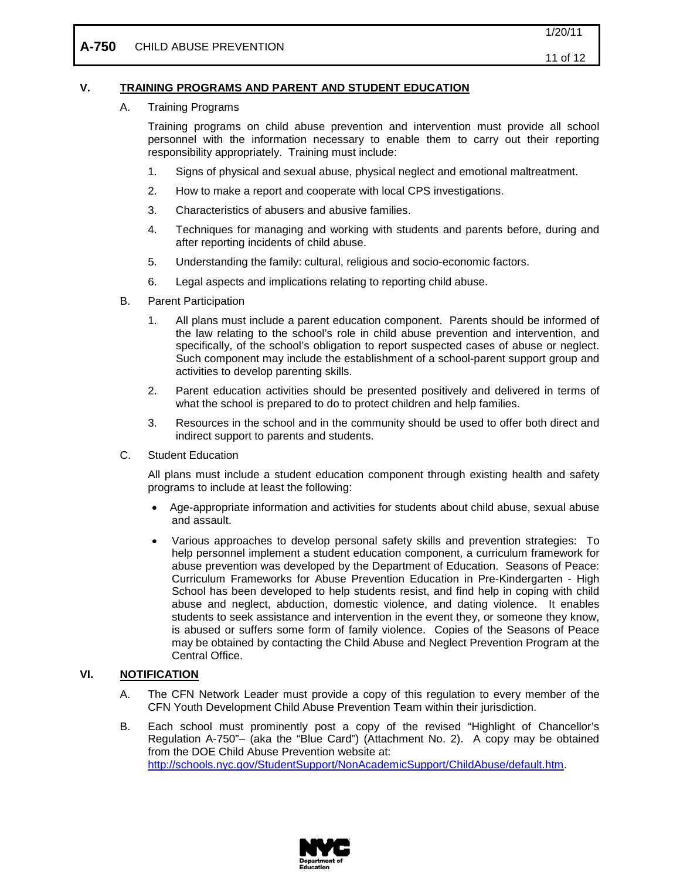## V. TRAINING PROGRAMS AND PARENT AND STUDENT EDUCATION

### A. Training Programs

Training programs on child abuse prevention and intervention must provide all school personnel with the information necessary to enable them to carry out their reporting responsibility appropriately. Training must include:

1. Signs of physical and sexual abuse, physical neglect and emotional maltreatment.
2. How to make a report and cooperate with local CPS investigations.
3. Characteristics of abusers and abusive families.
4. Techniques for managing and working with students and parents before, during and after reporting incidents of child abuse.
5. Understanding the family: cultural, religious and socio-economic factors.
6. Legal aspects and implications relating to reporting child abuse.

### B. Parent Participation

1. All plans must include a parent education component. Parents should be informed of the law relating to the school's role in child abuse prevention and intervention, and specifically, of the school's obligation to report suspected cases of abuse or neglect. Such component may include the establishment of a school-parent support group and activities to develop parenting skills.
2. Parent education activities should be presented positively and delivered in terms of what the school is prepared to do to protect children and help families.
3. Resources in the school and in the community should be used to offer both direct and indirect support to parents and students.

### C. Student Education

All plans must include a student education component through existing health and safety programs to include at least the following:

- Age-appropriate information and activities for students about child abuse, sexual abuse and assault.
- Various approaches to develop personal safety skills and prevention strategies: To help personnel implement a student education component, a curriculum framework for abuse prevention was developed by the Department of Education. Seasons of Peace: Curriculum Frameworks for Abuse Prevention Education in Pre-Kindergarten - High School has been developed to help students resist, and find help in coping with child abuse and neglect, abduction, domestic violence, and dating violence. It enables students to seek assistance and intervention in the event they, or someone they know, is abused or suffers some form of family violence. Copies of the Seasons of Peace may be obtained by contacting the Child Abuse and Neglect Prevention Program at the Central Office.

## VI. NOTIFICATION

A. The CFN Network Leader must provide a copy of this regulation to every member of the CFN Youth Development Child Abuse Prevention Team within their jurisdiction.

B. Each school must prominently post a copy of the revised "Highlight of Chancellor's Regulation A-750"– (aka the "Blue Card") (Attachment No. 2). A copy may be obtained from the DOE Child Abuse Prevention website at: http://schools.nyc.gov/StudentSupport/NonAcademicSupport/ChildAbuse/default.htm.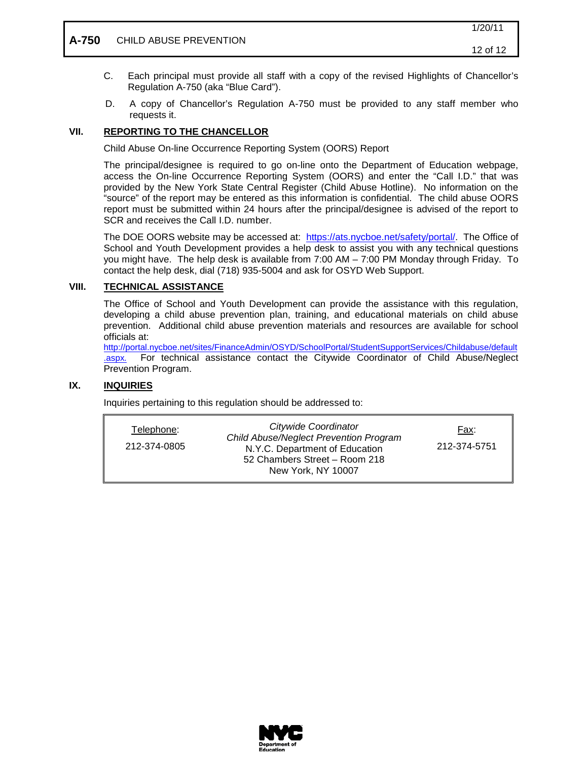C. Each principal must provide all staff with a copy of the revised Highlights of Chancellor's Regulation A-750 (aka "Blue Card").

D. A copy of Chancellor's Regulation A-750 must be provided to any staff member who requests it.

## VII. REPORTING TO THE CHANCELLOR

Child Abuse On-line Occurrence Reporting System (OORS) Report

The principal/designee is required to go on-line onto the Department of Education webpage, access the On-line Occurrence Reporting System (OORS) and enter the "Call I.D." that was provided by the New York State Central Register (Child Abuse Hotline). No information on the "source" of the report may be entered as this information is confidential. The child abuse OORS report must be submitted within 24 hours after the principal/designee is advised of the report to SCR and receives the Call I.D. number.

The DOE OORS website may be accessed at: https://ats.nycboe.net/safety/portal/. The Office of School and Youth Development provides a help desk to assist you with any technical questions you might have. The help desk is available from 7:00 AM – 7:00 PM Monday through Friday. To contact the help desk, dial (718) 935-5004 and ask for OSYD Web Support.

## VIII. TECHNICAL ASSISTANCE

The Office of School and Youth Development can provide the assistance with this regulation, developing a child abuse prevention plan, training, and educational materials on child abuse prevention. Additional child abuse prevention materials and resources are available for school officials at: http://portal.nycboe.net/sites/FinanceAdmin/OSYD/SchoolPortal/StudentSupportServices/Childabuse/default.aspx. For technical assistance contact the Citywide Coordinator of Child Abuse/Neglect Prevention Program.

## IX. INQUIRIES

Inquiries pertaining to this regulation should be addressed to:

| Telephone: | *Citywide Coordinator* | Fax: |
|---|---|---|
| 212-374-0805 | *Child Abuse/Neglect Prevention Program*<br>N.Y.C. Department of Education<br>52 Chambers Street – Room 218<br>New York, NY 10007 | 212-374-5751 |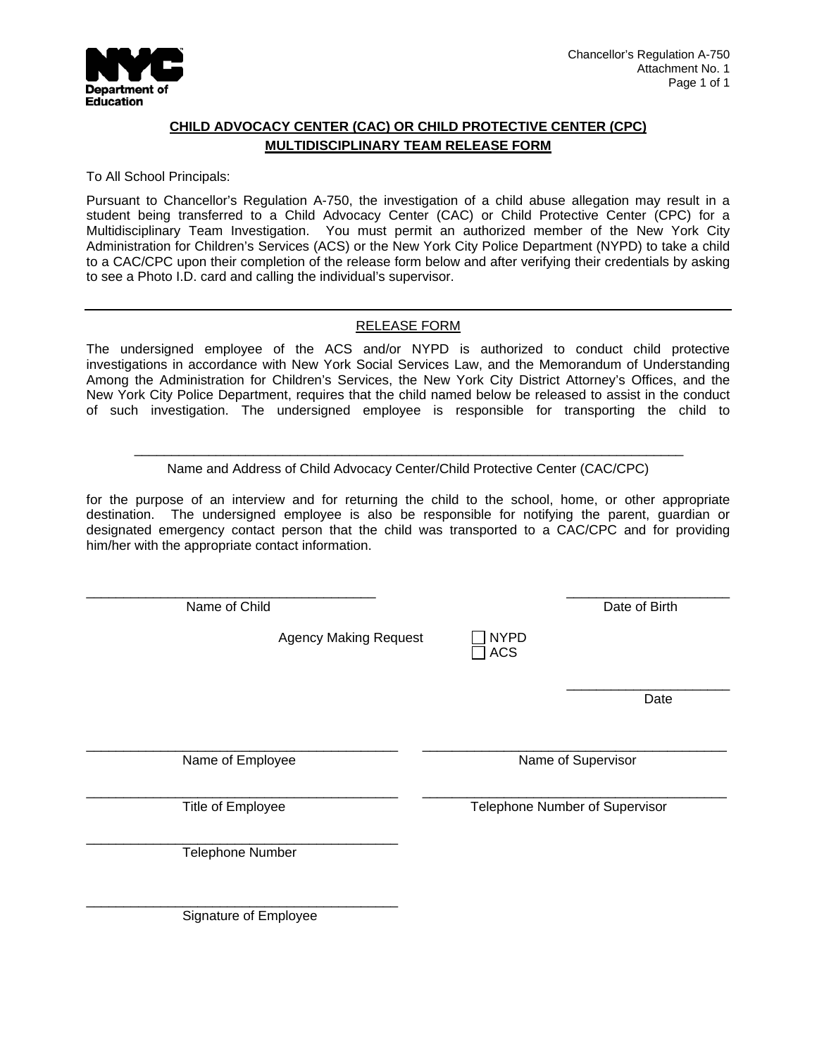NYC Department of Education

Chancellor's Regulation A-750
Attachment No. 1

## CHILD ADVOCACY CENTER (CAC) OR CHILD PROTECTIVE CENTER (CPC) MULTIDISCIPLINARY TEAM RELEASE FORM

To All School Principals:

Pursuant to Chancellor's Regulation A-750, the investigation of a child abuse allegation may result in a student being transferred to a Child Advocacy Center (CAC) or Child Protective Center (CPC) for a Multidisciplinary Team Investigation. You must permit an authorized member of the New York City Administration for Children's Services (ACS) or the New York City Police Department (NYPD) to take a child to a CAC/CPC upon their completion of the release form below and after verifying their credentials by asking to see a Photo I.D. card and calling the individual's supervisor.

---

### RELEASE FORM

The undersigned employee of the ACS and/or NYPD is authorized to conduct child protective investigations in accordance with New York Social Services Law, and the Memorandum of Understanding Among the Administration for Children's Services, the New York City District Attorney's Offices, and the New York City Police Department, requires that the child named below be released to assist in the conduct of such investigation. The undersigned employee is responsible for transporting the child to

\_\_\_\_\_\_\_\_\_\_\_\_\_\_\_\_\_\_\_\_\_\_\_\_\_\_\_\_\_\_\_\_\_\_\_\_\_\_\_\_\_\_\_\_\_\_\_\_\_\_\_\_\_\_\_\_\_\_\_\_
Name and Address of Child Advocacy Center/Child Protective Center (CAC/CPC)

for the purpose of an interview and for returning the child to the school, home, or other appropriate destination. The undersigned employee is also be responsible for notifying the parent, guardian or designated emergency contact person that the child was transported to a CAC/CPC and for providing him/her with the appropriate contact information.

\_\_\_\_\_\_\_\_\_\_\_\_\_\_\_\_\_\_\_\_\_\_\_\_\_\_\_\_\_\_\_\_\_\_ Name of Child

\_\_\_\_\_\_\_\_\_\_\_\_\_\_\_\_\_\_ Date of Birth

Agency Making Request ☐ NYPD ☐ ACS

\_\_\_\_\_\_\_\_\_\_\_\_\_\_\_\_\_\_ Date

\_\_\_\_\_\_\_\_\_\_\_\_\_\_\_\_\_\_\_\_\_\_\_\_\_\_\_\_\_\_\_\_\_\_ Name of Employee

\_\_\_\_\_\_\_\_\_\_\_\_\_\_\_\_\_\_\_\_\_\_\_\_\_\_\_\_\_\_\_\_\_\_ Name of Supervisor

\_\_\_\_\_\_\_\_\_\_\_\_\_\_\_\_\_\_\_\_\_\_\_\_\_\_\_\_\_\_\_\_\_\_ Title of Employee

\_\_\_\_\_\_\_\_\_\_\_\_\_\_\_\_\_\_\_\_\_\_\_\_\_\_\_\_\_\_\_\_\_\_ Telephone Number of Supervisor

\_\_\_\_\_\_\_\_\_\_\_\_\_\_\_\_\_\_\_\_\_\_\_\_\_\_\_\_\_\_\_\_\_\_ Telephone Number

\_\_\_\_\_\_\_\_\_\_\_\_\_\_\_\_\_\_\_\_\_\_\_\_\_\_\_\_\_\_\_\_\_\_ Signature of Employee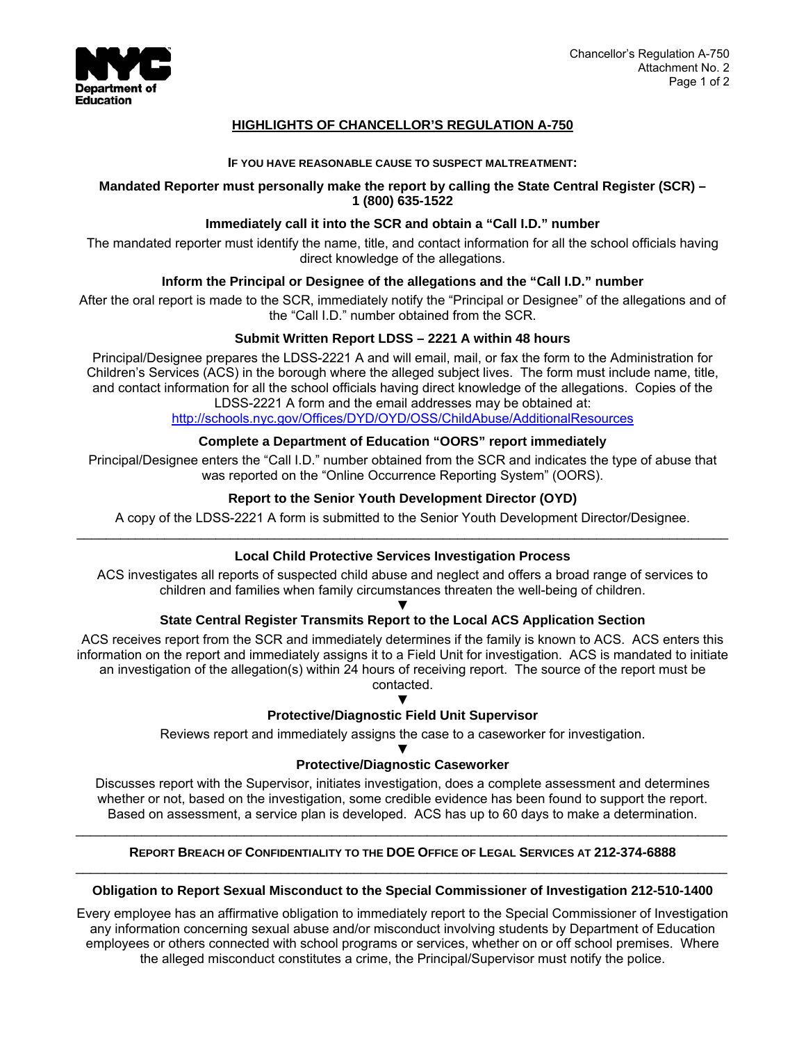# HIGHLIGHTS OF CHANCELLOR'S REGULATION A-750

**IF YOU HAVE REASONABLE CAUSE TO SUSPECT MALTREATMENT:**

**Mandated Reporter must personally make the report by calling the State Central Register (SCR) – 1 (800) 635-1522**

**Immediately call it into the SCR and obtain a "Call I.D." number**

The mandated reporter must identify the name, title, and contact information for all the school officials having direct knowledge of the allegations.

**Inform the Principal or Designee of the allegations and the "Call I.D." number**

After the oral report is made to the SCR, immediately notify the "Principal or Designee" of the allegations and of the "Call I.D." number obtained from the SCR.

**Submit Written Report LDSS – 2221 A within 48 hours**

Principal/Designee prepares the LDSS-2221 A and will email, mail, or fax the form to the Administration for Children's Services (ACS) in the borough where the alleged subject lives. The form must include name, title, and contact information for all the school officials having direct knowledge of the allegations. Copies of the LDSS-2221 A form and the email addresses may be obtained at: http://schools.nyc.gov/Offices/DYD/OYD/OSS/ChildAbuse/AdditionalResources

**Complete a Department of Education "OORS" report immediately**

Principal/Designee enters the "Call I.D." number obtained from the SCR and indicates the type of abuse that was reported on the "Online Occurrence Reporting System" (OORS).

**Report to the Senior Youth Development Director (OYD)**

A copy of the LDSS-2221 A form is submitted to the Senior Youth Development Director/Designee.

---

**Local Child Protective Services Investigation Process**

ACS investigates all reports of suspected child abuse and neglect and offers a broad range of services to children and families when family circumstances threaten the well-being of children.

▼

**State Central Register Transmits Report to the Local ACS Application Section**

ACS receives report from the SCR and immediately determines if the family is known to ACS. ACS enters this information on the report and immediately assigns it to a Field Unit for investigation. ACS is mandated to initiate an investigation of the allegation(s) within 24 hours of receiving report. The source of the report must be contacted.

▼

**Protective/Diagnostic Field Unit Supervisor**

Reviews report and immediately assigns the case to a caseworker for investigation.

▼

**Protective/Diagnostic Caseworker**

Discusses report with the Supervisor, initiates investigation, does a complete assessment and determines whether or not, based on the investigation, some credible evidence has been found to support the report. Based on assessment, a service plan is developed. ACS has up to 60 days to make a determination.

---

**REPORT BREACH OF CONFIDENTIALITY TO THE DOE OFFICE OF LEGAL SERVICES AT 212-374-6888**

---

**Obligation to Report Sexual Misconduct to the Special Commissioner of Investigation 212-510-1400**

Every employee has an affirmative obligation to immediately report to the Special Commissioner of Investigation any information concerning sexual abuse and/or misconduct involving students by Department of Education employees or others connected with school programs or services, whether on or off school premises. Where the alleged misconduct constitutes a crime, the Principal/Supervisor must notify the police.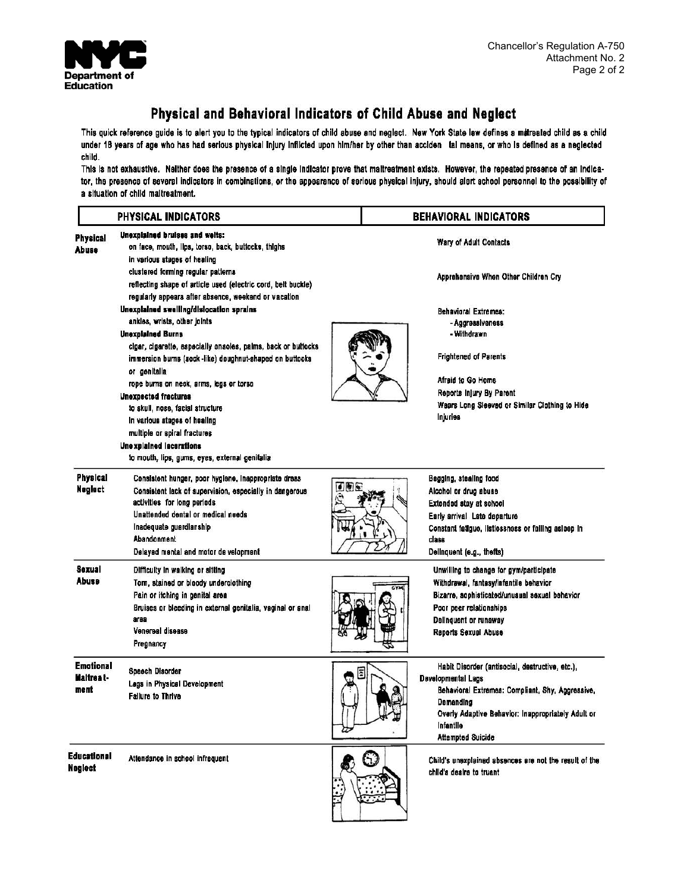# Physical and Behavioral Indicators of Child Abuse and Neglect

This quick reference guide is to alert you to the typical indicators of child abuse and neglect. New York State law defines a maltreated child as a child under 18 years of age who has had serious physical injury inflicted upon him/her by other than accidental means, or who is defined as a neglected child.

This is not exhaustive. Neither does the presence of a single indicator prove that maltreatment exists. However, the repeated presence of an indicator, the presence of several indicators in combinations, or the appearance of serious physical injury, should alert school personnel to the possibility of a situation of child maltreatment.

| | PHYSICAL INDICATORS | BEHAVIORAL INDICATORS |
|---|---|---|
| **Physical Abuse** | **Unexplained bruises and welts:**<br>on face, mouth, lips, torso, back, buttocks, thighs<br>in various stages of healing<br>clustered forming regular patterns<br>reflecting shape of article used (electric cord, belt buckle)<br>regularly appears after absence, weekend or vacation<br>**Unexplained swelling/dislocation sprains**<br>ankles, wrists, other joints<br>**Unexplained Burns**<br>cigar, cigarette, especially on soles, palms, back or buttocks<br>immersion burns (sock-like) doughnut-shaped on buttocks or genitalia<br>rope burns on neck, arms, legs or torso<br>**Unexpected fractures**<br>to skull, nose, facial structure<br>in various stages of healing<br>multiple or spiral fractures<br>**Unexplained lacerations**<br>to mouth, lips, gums, eyes, external genitalia | Wary of Adult Contacts<br>Apprehensive When Other Children Cry<br>Behavioral Extremes:<br>- Aggressiveness<br>- Withdrawn<br>Frightened of Parents<br>Afraid to Go Home<br>Reports Injury By Parent<br>Wears Long Sleeved or Similar Clothing to Hide Injuries |
| **Physical Neglect** | Consistent hunger, poor hygiene, inappropriate dress<br>Consistent lack of supervision, especially in dangerous activities for long periods<br>Unattended dental or medical needs<br>Inadequate guardianship<br>Abandonment<br>Delayed mental and motor development | Begging, stealing food<br>Alcohol or drug abuse<br>Extended stay at school<br>Early arrival Late departure<br>Constant fatigue, listlessness or falling asleep in class<br>Delinquent (e.g., thefts) |
| **Sexual Abuse** | Difficulty in walking or sitting<br>Torn, stained or bloody underclothing<br>Pain or itching in genital area<br>Bruises or bleeding in external genitalia, vaginal or anal area<br>Venereal disease<br>Pregnancy | Unwilling to change for gym/participate<br>Withdrawal, fantasy/infantile behavior<br>Bizarre, sophisticated/unusual sexual behavior<br>Poor peer relationships<br>Delinquent or runaway<br>Reports Sexual Abuse |
| **Emotional Maltreatment** | Speech Disorder<br>Lags in Physical Development<br>Failure to Thrive | Habit Disorder (antisocial, destructive, etc.),<br>Developmental Lags<br>Behavioral Extremes: Compliant, Shy, Aggressive, Demanding<br>Overly Adaptive Behavior: Inappropriately Adult or Infantile<br>Attempted Suicide |
| **Educational Neglect** | Attendance in school infrequent | Child's unexplained absences are not the result of the child's desire to truant |